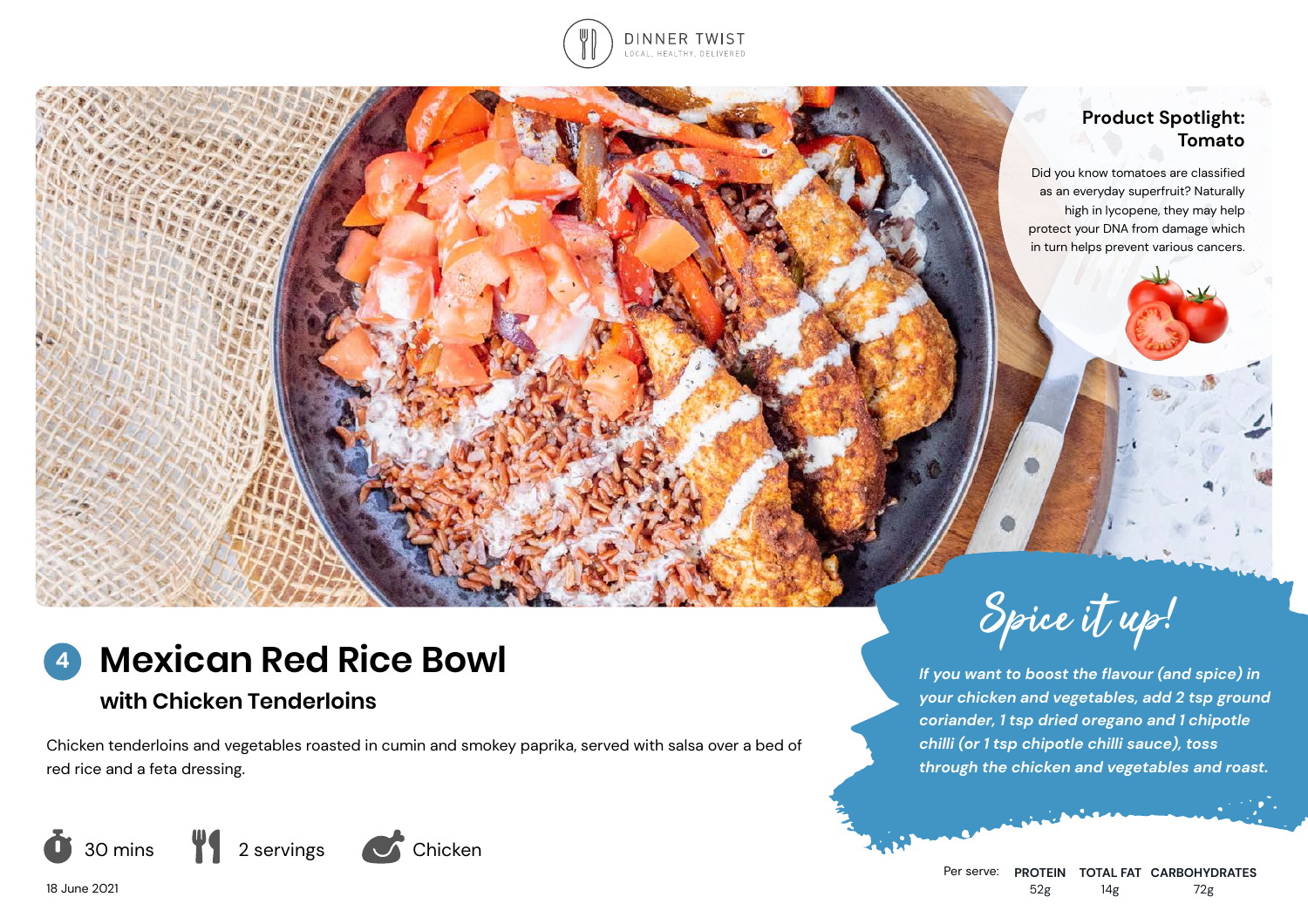DINNER TWIST
LOCAL, HEALTHY, DELIVERED

## Product Spotlight: Tomato

Did you know tomatoes are classified as an everyday superfruit? Naturally high in lycopene, they may help protect your DNA from damage which in turn helps prevent various cancers.

# 4 Mexican Red Rice Bowl

## with Chicken Tenderloins

Chicken tenderloins and vegetables roasted in cumin and smokey paprika, served with salsa over a bed of red rice and a feta dressing.

30 mins | 2 servings | Chicken

18 June 2021

### Spice it up!

*If you want to boost the flavour (and spice) in your chicken and vegetables, add 2 tsp ground coriander, 1 tsp dried oregano and 1 chipotle chilli (or 1 tsp chipotle chilli sauce), toss through the chicken and vegetables and roast.*

| Per serve: | PROTEIN | TOTAL FAT | CARBOHYDRATES |
| --- | --- | --- | --- |
| | 52g | 14g | 72g |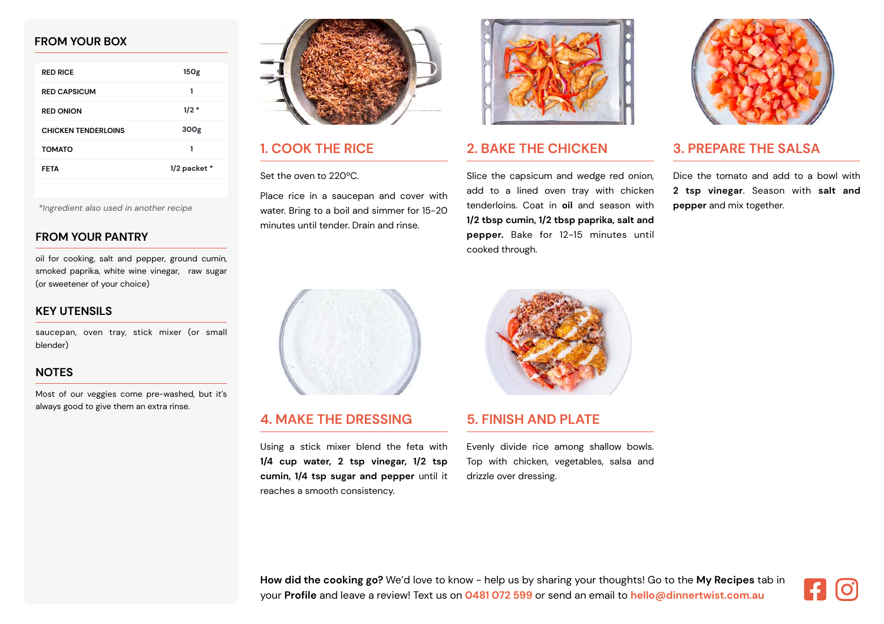## FROM YOUR BOX

| | |
|---|---|
| RED RICE | 150g |
| RED CAPSICUM | 1 |
| RED ONION | 1/2 * |
| CHICKEN TENDERLOINS | 300g |
| TOMATO | 1 |
| FETA | 1/2 packet * |

*Ingredient also used in another recipe*

## FROM YOUR PANTRY

oil for cooking, salt and pepper, ground cumin, smoked paprika, white wine vinegar, raw sugar (or sweetener of your choice)

## KEY UTENSILS

saucepan, oven tray, stick mixer (or small blender)

## NOTES

Most of our veggies come pre-washed, but it's always good to give them an extra rinse.

## 1. COOK THE RICE

Set the oven to 220°C.

Place rice in a saucepan and cover with water. Bring to a boil and simmer for 15-20 minutes until tender. Drain and rinse.

## 2. BAKE THE CHICKEN

Slice the capsicum and wedge red onion, add to a lined oven tray with chicken tenderloins. Coat in **oil** and season with **1/2 tbsp cumin, 1/2 tbsp paprika, salt and pepper.** Bake for 12-15 minutes until cooked through.

## 3. PREPARE THE SALSA

Dice the tomato and add to a bowl with **2 tsp vinegar**. Season with **salt and pepper** and mix together.

## 4. MAKE THE DRESSING

Using a stick mixer blend the feta with **1/4 cup water, 2 tsp vinegar, 1/2 tsp cumin, 1/4 tsp sugar and pepper** until it reaches a smooth consistency.

## 5. FINISH AND PLATE

Evenly divide rice among shallow bowls. Top with chicken, vegetables, salsa and drizzle over dressing.

**How did the cooking go?** We'd love to know - help us by sharing your thoughts! Go to the **My Recipes** tab in your **Profile** and leave a review! Text us on 0481 072 599 or send an email to hello@dinnertwist.com.au